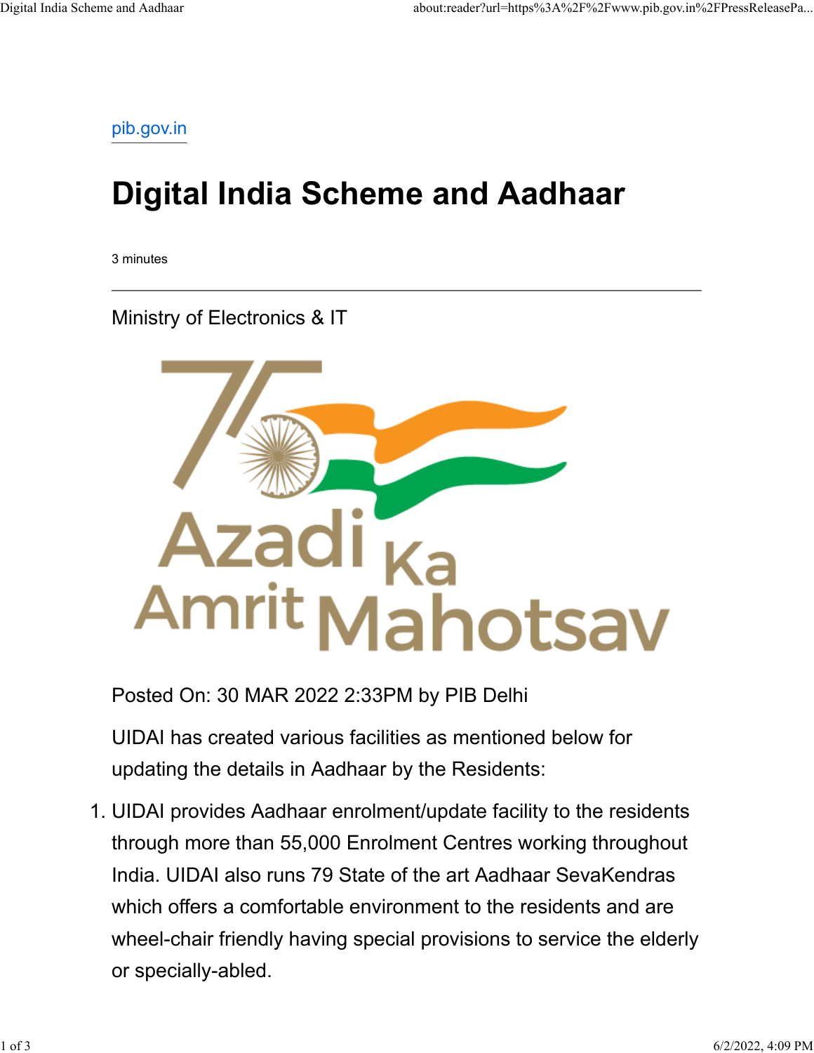pib.gov.in

# Digital India Scheme and Aadhaar

3 minutes

---

Ministry of Electronics & IT

Posted On: 30 MAR 2022 2:33PM by PIB Delhi

UIDAI has created various facilities as mentioned below for updating the details in Aadhaar by the Residents:

1. UIDAI provides Aadhaar enrolment/update facility to the residents through more than 55,000 Enrolment Centres working throughout India. UIDAI also runs 79 State of the art Aadhaar SevaKendras which offers a comfortable environment to the residents and are wheel-chair friendly having special provisions to service the elderly or specially-abled.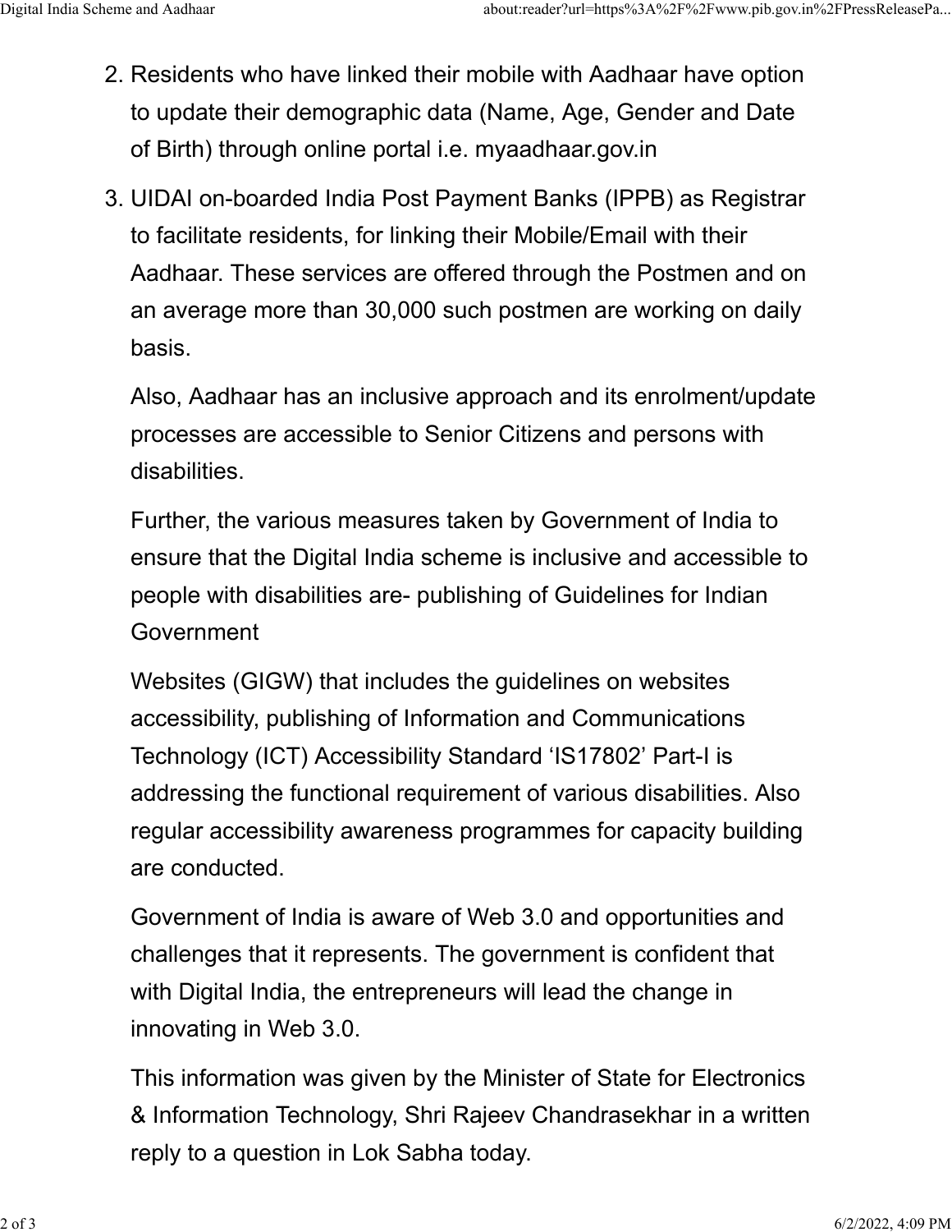2. Residents who have linked their mobile with Aadhaar have option to update their demographic data (Name, Age, Gender and Date of Birth) through online portal i.e. myaadhaar.gov.in
3. UIDAI on-boarded India Post Payment Banks (IPPB) as Registrar to facilitate residents, for linking their Mobile/Email with their Aadhaar. These services are offered through the Postmen and on an average more than 30,000 such postmen are working on daily basis.

   Also, Aadhaar has an inclusive approach and its enrolment/update processes are accessible to Senior Citizens and persons with disabilities.

   Further, the various measures taken by Government of India to ensure that the Digital India scheme is inclusive and accessible to people with disabilities are- publishing of Guidelines for Indian Government

   Websites (GIGW) that includes the guidelines on websites accessibility, publishing of Information and Communications Technology (ICT) Accessibility Standard 'IS17802' Part-I is addressing the functional requirement of various disabilities. Also regular accessibility awareness programmes for capacity building are conducted.

   Government of India is aware of Web 3.0 and opportunities and challenges that it represents. The government is confident that with Digital India, the entrepreneurs will lead the change in innovating in Web 3.0.

   This information was given by the Minister of State for Electronics & Information Technology, Shri Rajeev Chandrasekhar in a written reply to a question in Lok Sabha today.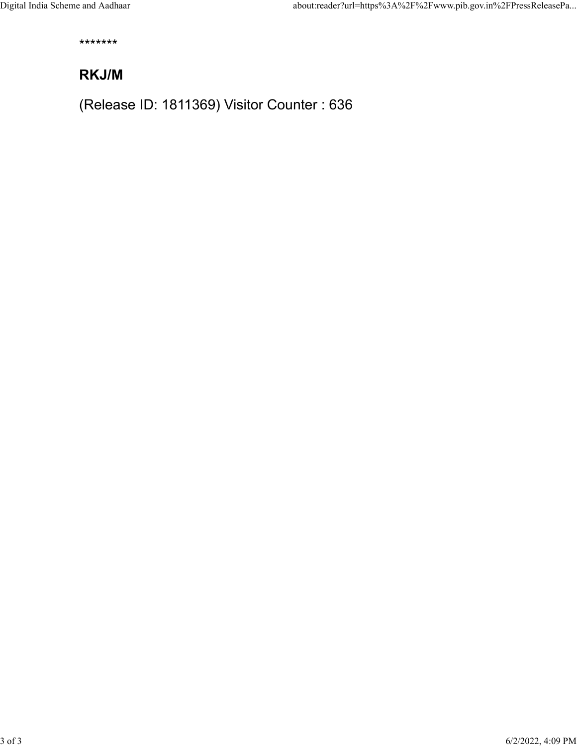*******

**RKJ/M**

(Release ID: 1811369) Visitor Counter : 636